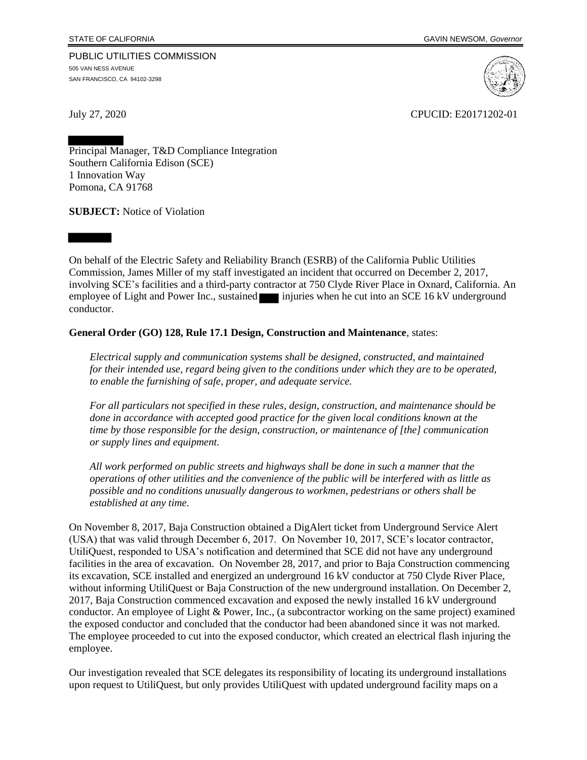STATE OF CALIFORNIA GAVIN NEWSOM, *Governor*

PUBLIC UTILITIES COMMISSION
505 VAN NESS AVENUE
SAN FRANCISCO, CA 94102-3298

July 27, 2020 CPUCID: E20171202-01

Principal Manager, T&D Compliance Integration
Southern California Edison (SCE)
1 Innovation Way
Pomona, CA 91768

**SUBJECT:** Notice of Violation

On behalf of the Electric Safety and Reliability Branch (ESRB) of the California Public Utilities Commission, James Miller of my staff investigated an incident that occurred on December 2, 2017, involving SCE's facilities and a third-party contractor at 750 Clyde River Place in Oxnard, California. An employee of Light and Power Inc., sustained injuries when he cut into an SCE 16 kV underground conductor.

**General Order (GO) 128, Rule 17.1 Design, Construction and Maintenance**, states:

> *Electrical supply and communication systems shall be designed, constructed, and maintained for their intended use, regard being given to the conditions under which they are to be operated, to enable the furnishing of safe, proper, and adequate service.*
>
> *For all particulars not specified in these rules, design, construction, and maintenance should be done in accordance with accepted good practice for the given local conditions known at the time by those responsible for the design, construction, or maintenance of [the] communication or supply lines and equipment.*
>
> *All work performed on public streets and highways shall be done in such a manner that the operations of other utilities and the convenience of the public will be interfered with as little as possible and no conditions unusually dangerous to workmen, pedestrians or others shall be established at any time.*

On November 8, 2017, Baja Construction obtained a DigAlert ticket from Underground Service Alert (USA) that was valid through December 6, 2017. On November 10, 2017, SCE's locator contractor, UtiliQuest, responded to USA's notification and determined that SCE did not have any underground facilities in the area of excavation. On November 28, 2017, and prior to Baja Construction commencing its excavation, SCE installed and energized an underground 16 kV conductor at 750 Clyde River Place, without informing UtiliQuest or Baja Construction of the new underground installation. On December 2, 2017, Baja Construction commenced excavation and exposed the newly installed 16 kV underground conductor. An employee of Light & Power, Inc., (a subcontractor working on the same project) examined the exposed conductor and concluded that the conductor had been abandoned since it was not marked. The employee proceeded to cut into the exposed conductor, which created an electrical flash injuring the employee.

Our investigation revealed that SCE delegates its responsibility of locating its underground installations upon request to UtiliQuest, but only provides UtiliQuest with updated underground facility maps on a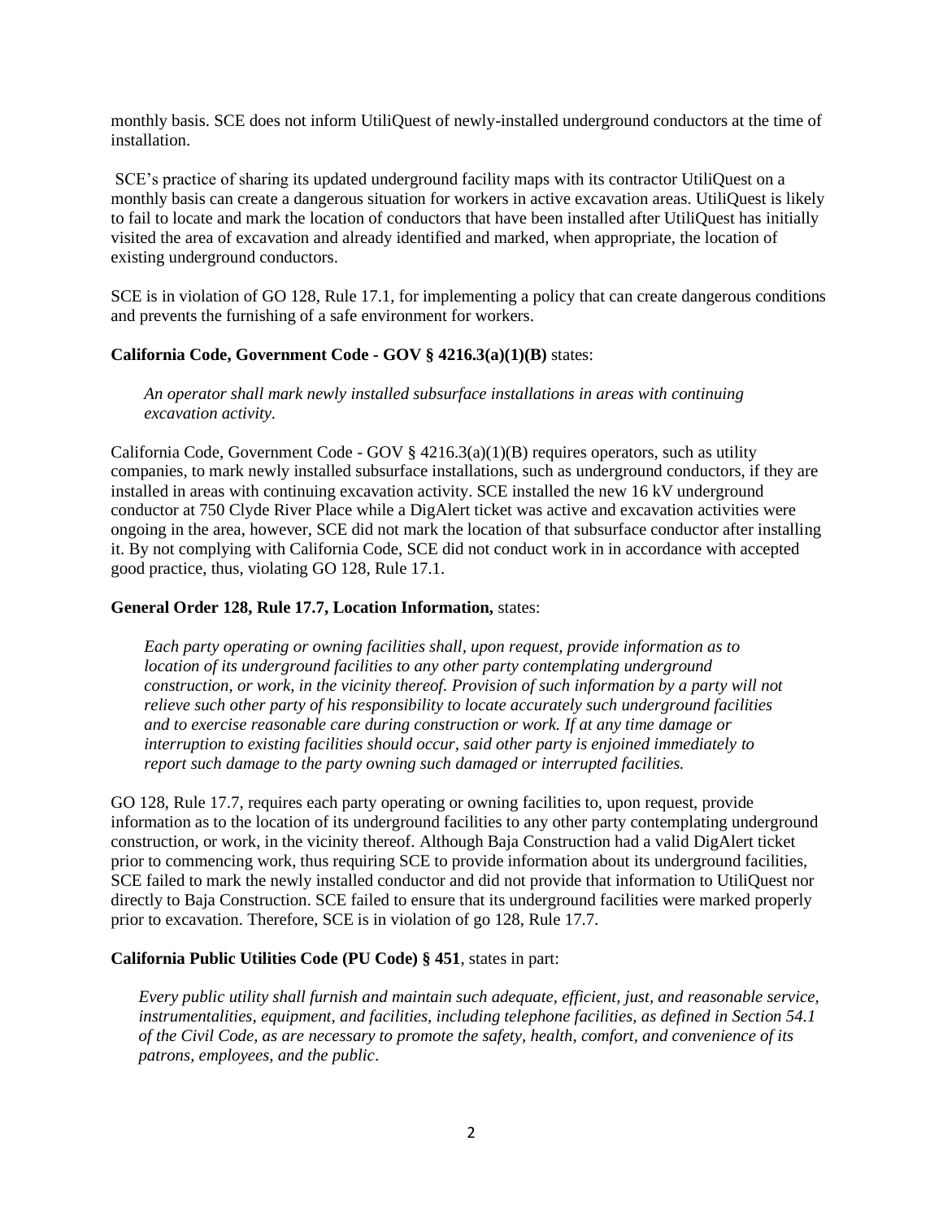monthly basis. SCE does not inform UtiliQuest of newly-installed underground conductors at the time of installation.

SCE's practice of sharing its updated underground facility maps with its contractor UtiliQuest on a monthly basis can create a dangerous situation for workers in active excavation areas. UtiliQuest is likely to fail to locate and mark the location of conductors that have been installed after UtiliQuest has initially visited the area of excavation and already identified and marked, when appropriate, the location of existing underground conductors.

SCE is in violation of GO 128, Rule 17.1, for implementing a policy that can create dangerous conditions and prevents the furnishing of a safe environment for workers.

**California Code, Government Code - GOV § 4216.3(a)(1)(B)** states:

> *An operator shall mark newly installed subsurface installations in areas with continuing excavation activity.*

California Code, Government Code - GOV § 4216.3(a)(1)(B) requires operators, such as utility companies, to mark newly installed subsurface installations, such as underground conductors, if they are installed in areas with continuing excavation activity. SCE installed the new 16 kV underground conductor at 750 Clyde River Place while a DigAlert ticket was active and excavation activities were ongoing in the area, however, SCE did not mark the location of that subsurface conductor after installing it. By not complying with California Code, SCE did not conduct work in in accordance with accepted good practice, thus, violating GO 128, Rule 17.1.

**General Order 128, Rule 17.7, Location Information,** states:

> *Each party operating or owning facilities shall, upon request, provide information as to location of its underground facilities to any other party contemplating underground construction, or work, in the vicinity thereof. Provision of such information by a party will not relieve such other party of his responsibility to locate accurately such underground facilities and to exercise reasonable care during construction or work. If at any time damage or interruption to existing facilities should occur, said other party is enjoined immediately to report such damage to the party owning such damaged or interrupted facilities.*

GO 128, Rule 17.7, requires each party operating or owning facilities to, upon request, provide information as to the location of its underground facilities to any other party contemplating underground construction, or work, in the vicinity thereof. Although Baja Construction had a valid DigAlert ticket prior to commencing work, thus requiring SCE to provide information about its underground facilities, SCE failed to mark the newly installed conductor and did not provide that information to UtiliQuest nor directly to Baja Construction. SCE failed to ensure that its underground facilities were marked properly prior to excavation. Therefore, SCE is in violation of go 128, Rule 17.7.

**California Public Utilities Code (PU Code) § 451**, states in part:

> *Every public utility shall furnish and maintain such adequate, efficient, just, and reasonable service, instrumentalities, equipment, and facilities, including telephone facilities, as defined in Section 54.1 of the Civil Code, as are necessary to promote the safety, health, comfort, and convenience of its patrons, employees, and the public.*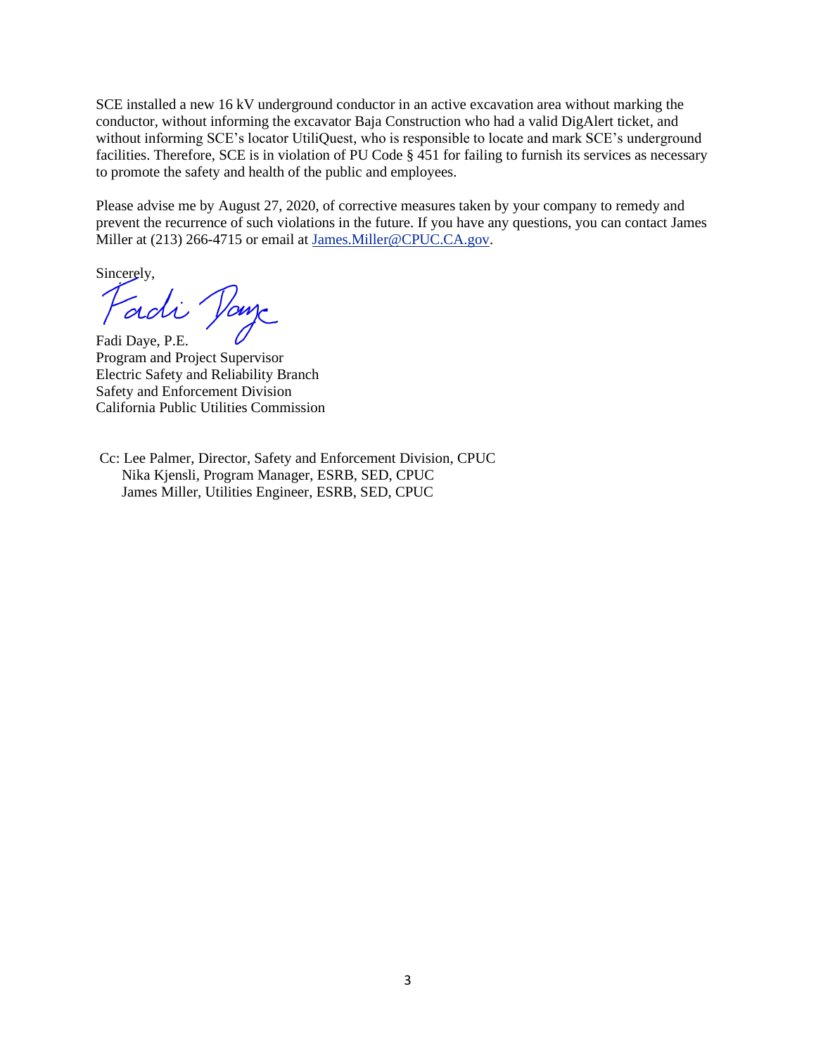SCE installed a new 16 kV underground conductor in an active excavation area without marking the conductor, without informing the excavator Baja Construction who had a valid DigAlert ticket, and without informing SCE's locator UtiliQuest, who is responsible to locate and mark SCE's underground facilities. Therefore, SCE is in violation of PU Code § 451 for failing to furnish its services as necessary to promote the safety and health of the public and employees.

Please advise me by August 27, 2020, of corrective measures taken by your company to remedy and prevent the recurrence of such violations in the future. If you have any questions, you can contact James Miller at (213) 266-4715 or email at James.Miller@CPUC.CA.gov.

Sincerely,

Fadi Daye, P.E.
Program and Project Supervisor
Electric Safety and Reliability Branch
Safety and Enforcement Division
California Public Utilities Commission

Cc: Lee Palmer, Director, Safety and Enforcement Division, CPUC
Nika Kjensli, Program Manager, ESRB, SED, CPUC
James Miller, Utilities Engineer, ESRB, SED, CPUC